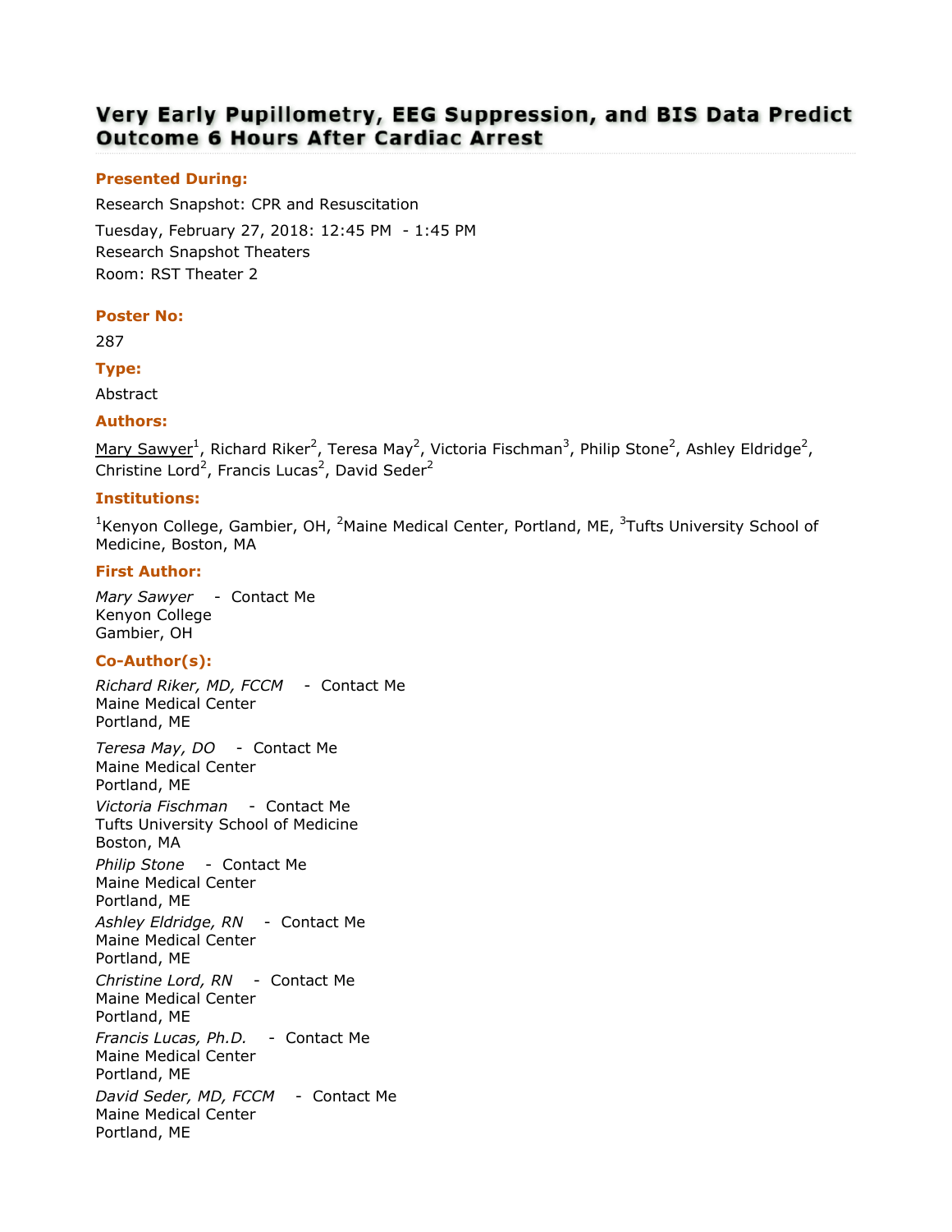# Very Early Pupillometry, EEG Suppression, and BIS Data Predict Outcome 6 Hours After Cardiac Arrest

**Presented During:**

Research Snapshot: CPR and Resuscitation

Tuesday, February 27, 2018: 12:45 PM - 1:45 PM
Research Snapshot Theaters
Room: RST Theater 2

**Poster No:**

287

**Type:**

Abstract

**Authors:**

Mary Sawyer[1], Richard Riker[2], Teresa May[2], Victoria Fischman[3], Philip Stone[2], Ashley Eldridge[2], Christine Lord[2], Francis Lucas[2], David Seder[2]

**Institutions:**

[1]Kenyon College, Gambier, OH, [2]Maine Medical Center, Portland, ME, [3]Tufts University School of Medicine, Boston, MA

**First Author:**

*Mary Sawyer* - Contact Me
Kenyon College
Gambier, OH

**Co-Author(s):**

*Richard Riker, MD, FCCM* - Contact Me
Maine Medical Center
Portland, ME

*Teresa May, DO* - Contact Me
Maine Medical Center
Portland, ME

*Victoria Fischman* - Contact Me
Tufts University School of Medicine
Boston, MA

*Philip Stone* - Contact Me
Maine Medical Center
Portland, ME

*Ashley Eldridge, RN* - Contact Me
Maine Medical Center
Portland, ME

*Christine Lord, RN* - Contact Me
Maine Medical Center
Portland, ME

*Francis Lucas, Ph.D.* - Contact Me
Maine Medical Center
Portland, ME

*David Seder, MD, FCCM* - Contact Me
Maine Medical Center
Portland, ME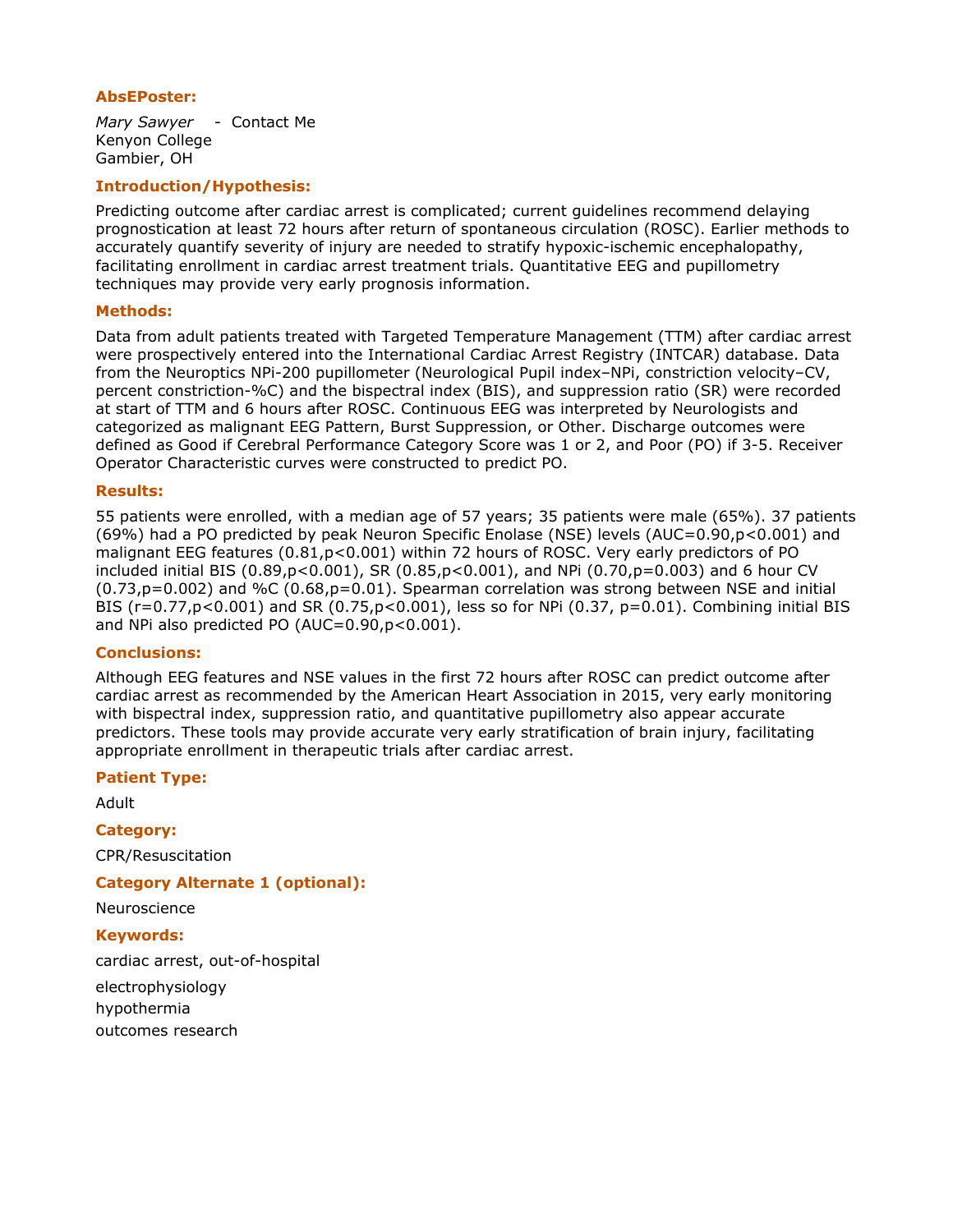### AbsEPoster:

*Mary Sawyer* - Contact Me
Kenyon College
Gambier, OH

### Introduction/Hypothesis:

Predicting outcome after cardiac arrest is complicated; current guidelines recommend delaying prognostication at least 72 hours after return of spontaneous circulation (ROSC). Earlier methods to accurately quantify severity of injury are needed to stratify hypoxic-ischemic encephalopathy, facilitating enrollment in cardiac arrest treatment trials. Quantitative EEG and pupillometry techniques may provide very early prognosis information.

### Methods:

Data from adult patients treated with Targeted Temperature Management (TTM) after cardiac arrest were prospectively entered into the International Cardiac Arrest Registry (INTCAR) database. Data from the Neuroptics NPi-200 pupillometer (Neurological Pupil index–NPi, constriction velocity–CV, percent constriction-%C) and the bispectral index (BIS), and suppression ratio (SR) were recorded at start of TTM and 6 hours after ROSC. Continuous EEG was interpreted by Neurologists and categorized as malignant EEG Pattern, Burst Suppression, or Other. Discharge outcomes were defined as Good if Cerebral Performance Category Score was 1 or 2, and Poor (PO) if 3-5. Receiver Operator Characteristic curves were constructed to predict PO.

### Results:

55 patients were enrolled, with a median age of 57 years; 35 patients were male (65%). 37 patients (69%) had a PO predicted by peak Neuron Specific Enolase (NSE) levels (AUC=0.90,$p<0.001$) and malignant EEG features (0.81,$p<0.001$) within 72 hours of ROSC. Very early predictors of PO included initial BIS (0.89,$p<0.001$), SR (0.85,$p<0.001$), and NPi (0.70,$p=0.003$) and 6 hour CV (0.73,$p=0.002$) and %C (0.68,$p=0.01$). Spearman correlation was strong between NSE and initial BIS ($r=0.77$,$p<0.001$) and SR (0.75,$p<0.001$), less so for NPi (0.37, $p=0.01$). Combining initial BIS and NPi also predicted PO (AUC=0.90,$p<0.001$).

### Conclusions:

Although EEG features and NSE values in the first 72 hours after ROSC can predict outcome after cardiac arrest as recommended by the American Heart Association in 2015, very early monitoring with bispectral index, suppression ratio, and quantitative pupillometry also appear accurate predictors. These tools may provide accurate very early stratification of brain injury, facilitating appropriate enrollment in therapeutic trials after cardiac arrest.

### Patient Type:

Adult

### Category:

CPR/Resuscitation

### Category Alternate 1 (optional):

Neuroscience

### Keywords:

cardiac arrest, out-of-hospital
electrophysiology
hypothermia
outcomes research